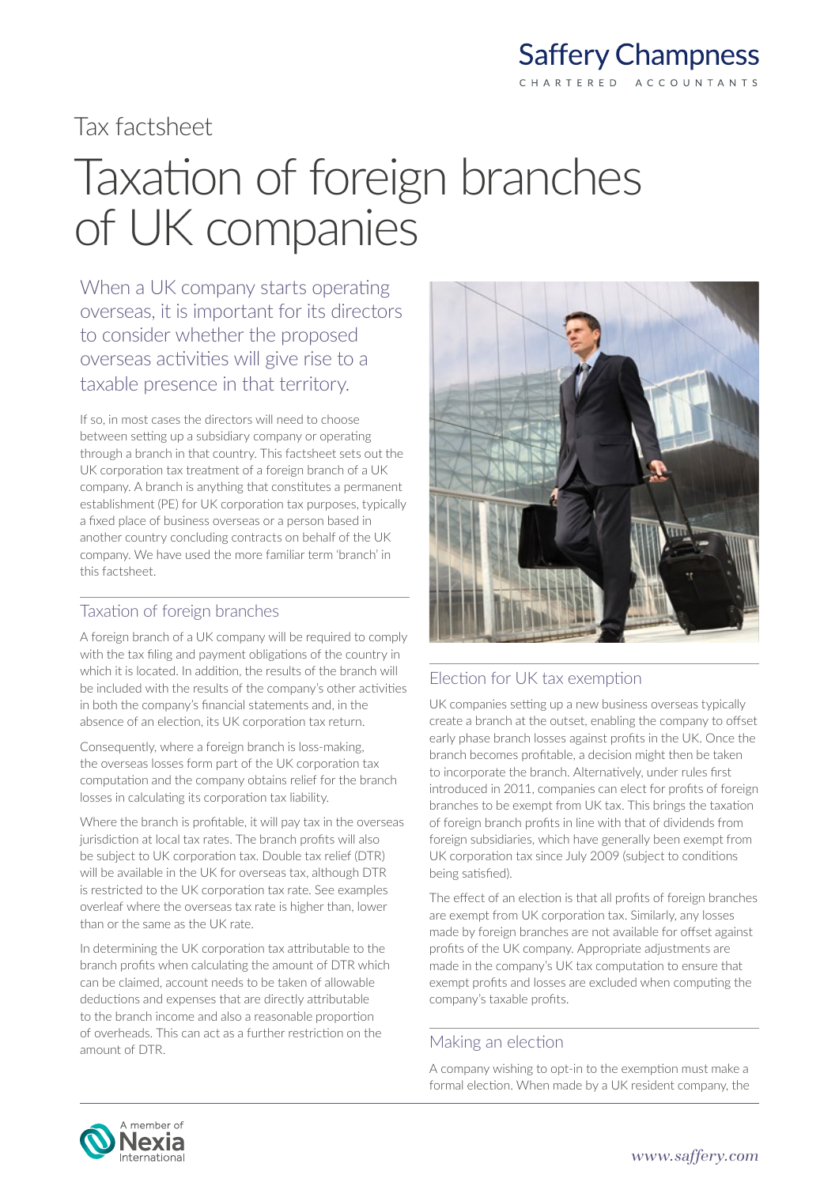Saffery Champness

CHARTERED ACCOUNTANTS

Tax factsheet

# Taxation of foreign branches of UK companies

When a UK company starts operating overseas, it is important for its directors to consider whether the proposed overseas activities will give rise to a taxable presence in that territory.

If so, in most cases the directors will need to choose between setting up a subsidiary company or operating through a branch in that country. This factsheet sets out the UK corporation tax treatment of a foreign branch of a UK company. A branch is anything that constitutes a permanent establishment (PE) for UK corporation tax purposes, typically a fixed place of business overseas or a person based in another country concluding contracts on behalf of the UK company. We have used the more familiar term 'branch' in this factsheet.

## Taxation of foreign branches

A foreign branch of a UK company will be required to comply with the tax filing and payment obligations of the country in which it is located. In addition, the results of the branch will be included with the results of the company's other activities in both the company's financial statements and, in the absence of an election, its UK corporation tax return.

Consequently, where a foreign branch is loss-making, the overseas losses form part of the UK corporation tax computation and the company obtains relief for the branch losses in calculating its corporation tax liability.

Where the branch is profitable, it will pay tax in the overseas jurisdiction at local tax rates. The branch profits will also be subject to UK corporation tax. Double tax relief (DTR) will be available in the UK for overseas tax, although DTR is restricted to the UK corporation tax rate. See examples overleaf where the overseas tax rate is higher than, lower than or the same as the UK rate.

In determining the UK corporation tax attributable to the branch profits when calculating the amount of DTR which can be claimed, account needs to be taken of allowable deductions and expenses that are directly attributable to the branch income and also a reasonable proportion of overheads. This can act as a further restriction on the amount of DTR.

## Election for UK tax exemption

UK companies setting up a new business overseas typically create a branch at the outset, enabling the company to offset early phase branch losses against profits in the UK. Once the branch becomes profitable, a decision might then be taken to incorporate the branch. Alternatively, under rules first introduced in 2011, companies can elect for profits of foreign branches to be exempt from UK tax. This brings the taxation of foreign branch profits in line with that of dividends from foreign subsidiaries, which have generally been exempt from UK corporation tax since July 2009 (subject to conditions being satisfied).

The effect of an election is that all profits of foreign branches are exempt from UK corporation tax. Similarly, any losses made by foreign branches are not available for offset against profits of the UK company. Appropriate adjustments are made in the company's UK tax computation to ensure that exempt profits and losses are excluded when computing the company's taxable profits.

## Making an election

A company wishing to opt-in to the exemption must make a formal election. When made by a UK resident company, the

A member of Nexia International

www.saffery.com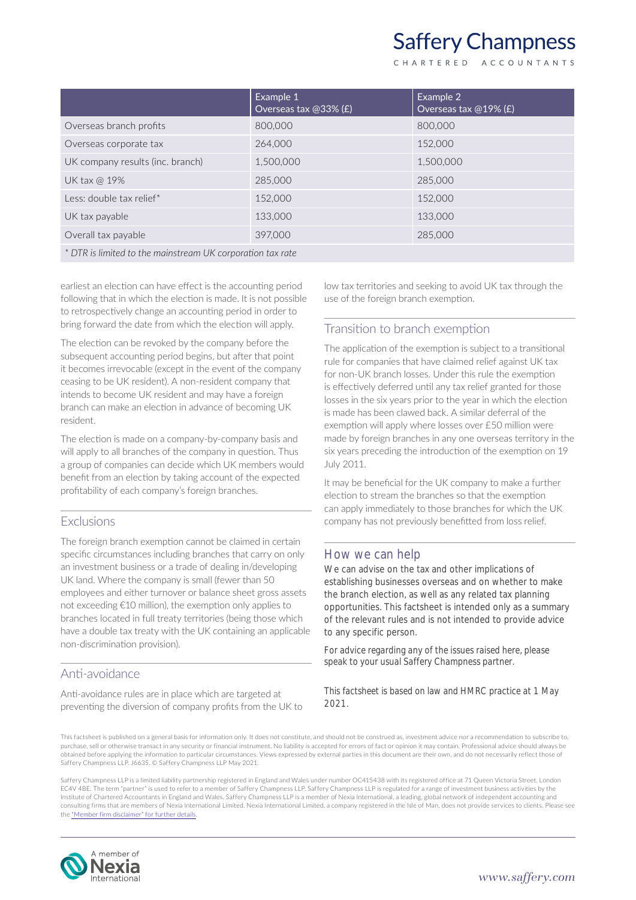| | Example 1<br>Overseas tax @33% (£) | Example 2<br>Overseas tax @19% (£) |
|---|---|---|
| Overseas branch profits | 800,000 | 800,000 |
| Overseas corporate tax | 264,000 | 152,000 |
| UK company results (inc. branch) | 1,500,000 | 1,500,000 |
| UK tax @ 19% | 285,000 | 285,000 |
| Less: double tax relief* | 152,000 | 152,000 |
| UK tax payable | 133,000 | 133,000 |
| Overall tax payable | 397,000 | 285,000 |

*\* DTR is limited to the mainstream UK corporation tax rate*

earliest an election can have effect is the accounting period following that in which the election is made. It is not possible to retrospectively change an accounting period in order to bring forward the date from which the election will apply.

The election can be revoked by the company before the subsequent accounting period begins, but after that point it becomes irrevocable (except in the event of the company ceasing to be UK resident). A non-resident company that intends to become UK resident and may have a foreign branch can make an election in advance of becoming UK resident.

The election is made on a company-by-company basis and will apply to all branches of the company in question. Thus a group of companies can decide which UK members would benefit from an election by taking account of the expected profitability of each company's foreign branches.

## Exclusions

The foreign branch exemption cannot be claimed in certain specific circumstances including branches that carry on only an investment business or a trade of dealing in/developing UK land. Where the company is small (fewer than 50 employees and either turnover or balance sheet gross assets not exceeding €10 million), the exemption only applies to branches located in full treaty territories (being those which have a double tax treaty with the UK containing an applicable non-discrimination provision).

## Anti-avoidance

Anti-avoidance rules are in place which are targeted at preventing the diversion of company profits from the UK to low tax territories and seeking to avoid UK tax through the use of the foreign branch exemption.

## Transition to branch exemption

The application of the exemption is subject to a transitional rule for companies that have claimed relief against UK tax for non-UK branch losses. Under this rule the exemption is effectively deferred until any tax relief granted for those losses in the six years prior to the year in which the election is made has been clawed back. A similar deferral of the exemption will apply where losses over £50 million were made by foreign branches in any one overseas territory in the six years preceding the introduction of the exemption on 19 July 2011.

It may be beneficial for the UK company to make a further election to stream the branches so that the exemption can apply immediately to those branches for which the UK company has not previously benefitted from loss relief.

## How we can help

We can advise on the tax and other implications of establishing businesses overseas and on whether to make the branch election, as well as any related tax planning opportunities. This factsheet is intended only as a summary of the relevant rules and is not intended to provide advice to any specific person.

For advice regarding any of the issues raised here, please speak to your usual Saffery Champness partner.

This factsheet is based on law and HMRC practice at 1 May 2021.

This factsheet is published on a general basis for information only. It does not constitute, and should not be construed as, investment advice nor a recommendation to subscribe to, purchase, sell or otherwise transact in any security or financial instrument. No liability is accepted for errors of fact or opinion it may contain. Professional advice should always be obtained before applying the information to particular circumstances. Views expressed by external parties in this document are their own, and do not necessarily reflect those of Saffery Champness LLP. J6635. © Saffery Champness LLP May 2021.

Saffery Champness LLP is a limited liability partnership registered in England and Wales under number OC415438 with its registered office at 71 Queen Victoria Street, London EC4V 4BE. The term "partner" is used to refer to a member of Saffery Champness LLP. Saffery Champness LLP is regulated for a range of investment business activities by the Institute of Chartered Accountants in England and Wales. Saffery Champness LLP is a member of Nexia International, a leading, global network of independent accounting and consulting firms that are members of Nexia International Limited. Nexia International Limited, a company registered in the Isle of Man, does not provide services to clients. Please see the "Member firm disclaimer" for further details.

www.saffery.com